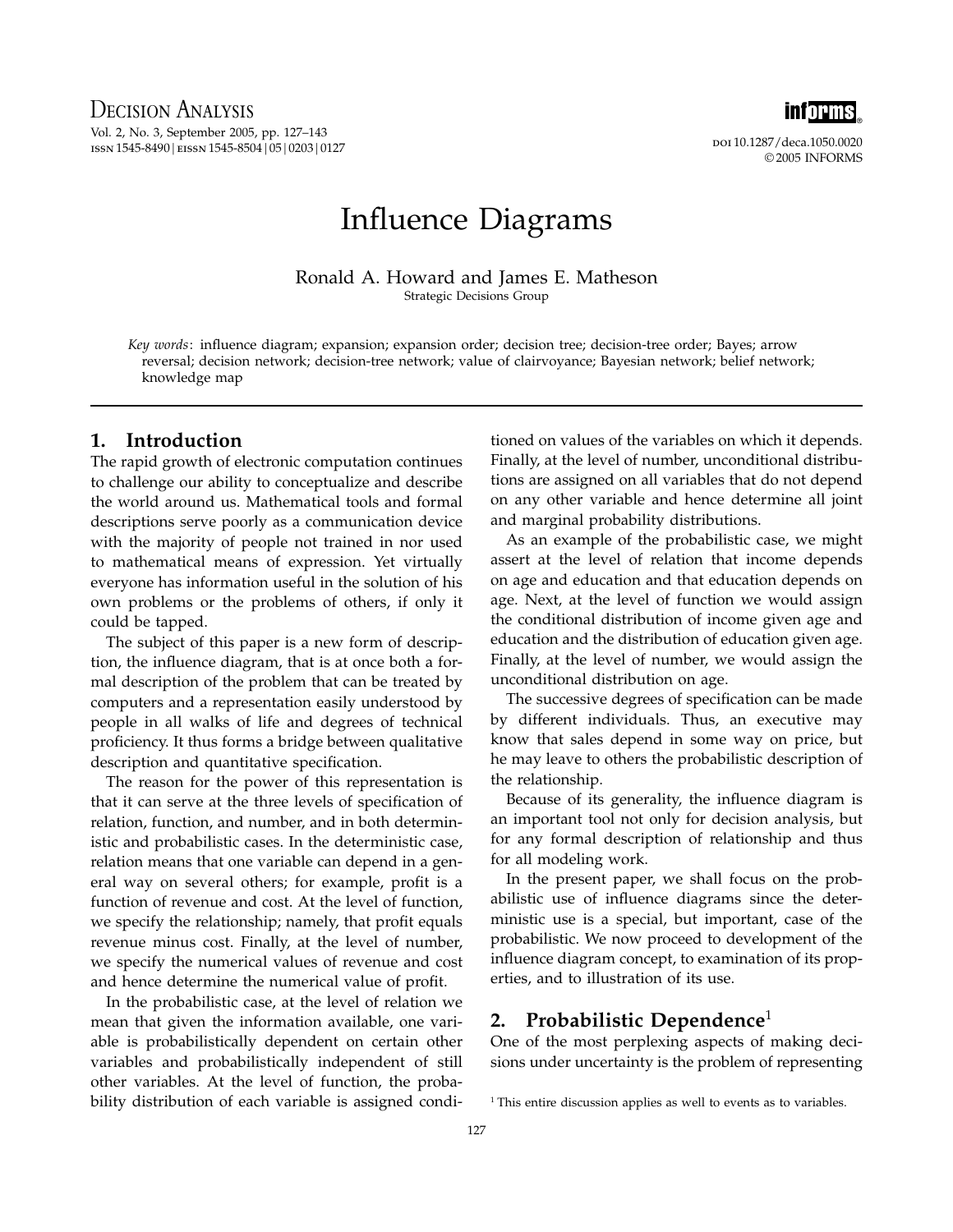# Influence Diagrams

Ronald A. Howard and James E. Matheson
Strategic Decisions Group

*Key words*: influence diagram; expansion; expansion order; decision tree; decision-tree order; Bayes; arrow reversal; decision network; decision-tree network; value of clairvoyance; Bayesian network; belief network; knowledge map

## 1. Introduction

The rapid growth of electronic computation continues to challenge our ability to conceptualize and describe the world around us. Mathematical tools and formal descriptions serve poorly as a communication device with the majority of people not trained in nor used to mathematical means of expression. Yet virtually everyone has information useful in the solution of his own problems or the problems of others, if only it could be tapped.

The subject of this paper is a new form of description, the influence diagram, that is at once both a formal description of the problem that can be treated by computers and a representation easily understood by people in all walks of life and degrees of technical proficiency. It thus forms a bridge between qualitative description and quantitative specification.

The reason for the power of this representation is that it can serve at the three levels of specification of relation, function, and number, and in both deterministic and probabilistic cases. In the deterministic case, relation means that one variable can depend in a general way on several others; for example, profit is a function of revenue and cost. At the level of function, we specify the relationship; namely, that profit equals revenue minus cost. Finally, at the level of number, we specify the numerical values of revenue and cost and hence determine the numerical value of profit.

In the probabilistic case, at the level of relation we mean that given the information available, one variable is probabilistically dependent on certain other variables and probabilistically independent of still other variables. At the level of function, the probability distribution of each variable is assigned conditioned on values of the variables on which it depends. Finally, at the level of number, unconditional distributions are assigned on all variables that do not depend on any other variable and hence determine all joint and marginal probability distributions.

As an example of the probabilistic case, we might assert at the level of relation that income depends on age and education and that education depends on age. Next, at the level of function we would assign the conditional distribution of income given age and education and the distribution of education given age. Finally, at the level of number, we would assign the unconditional distribution on age.

The successive degrees of specification can be made by different individuals. Thus, an executive may know that sales depend in some way on price, but he may leave to others the probabilistic description of the relationship.

Because of its generality, the influence diagram is an important tool not only for decision analysis, but for any formal description of relationship and thus for all modeling work.

In the present paper, we shall focus on the probabilistic use of influence diagrams since the deterministic use is a special, but important, case of the probabilistic. We now proceed to development of the influence diagram concept, to examination of its properties, and to illustration of its use.

## 2. Probabilistic Dependence[1]

One of the most perplexing aspects of making decisions under uncertainty is the problem of representing

[1] This entire discussion applies as well to events as to variables.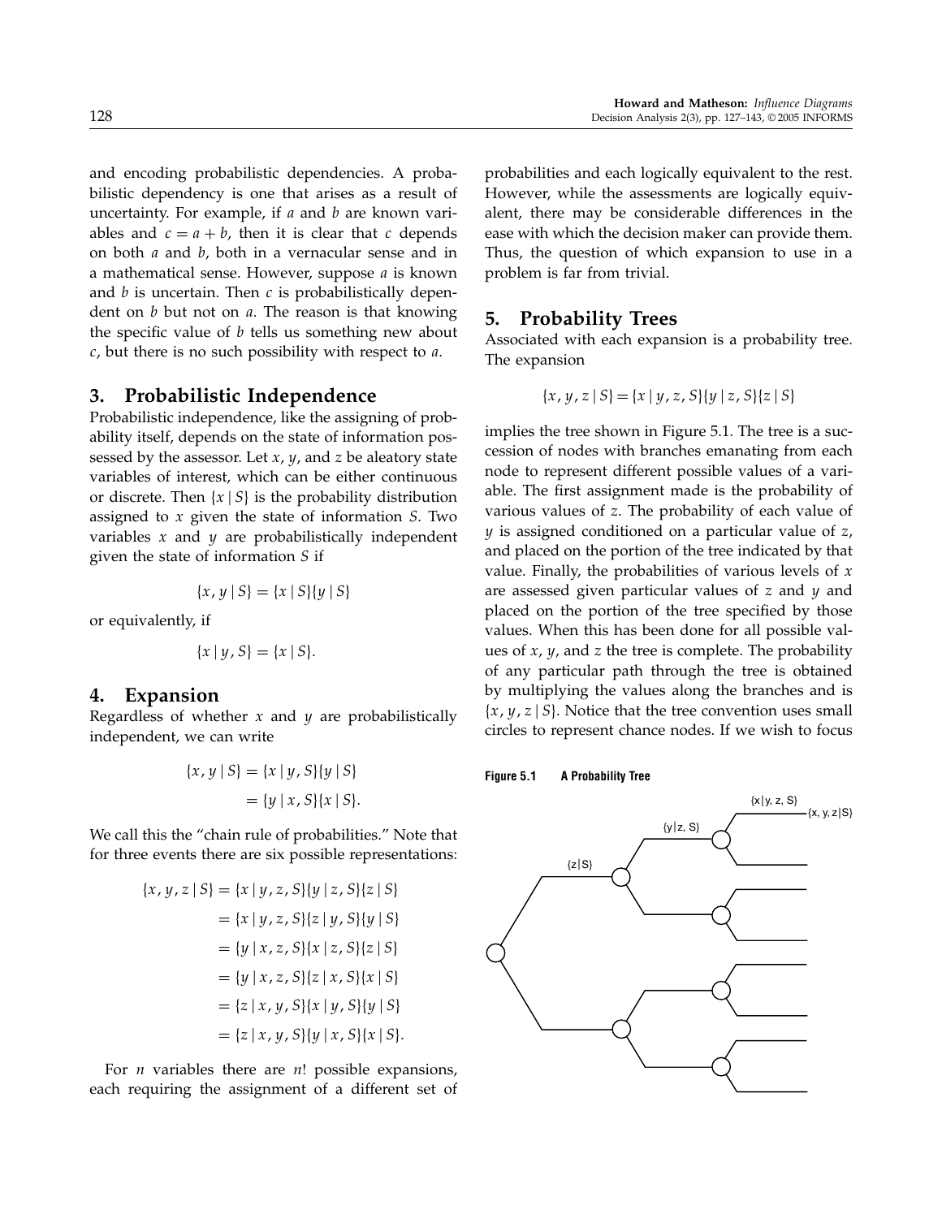and encoding probabilistic dependencies. A probabilistic dependency is one that arises as a result of uncertainty. For example, if $a$ and $b$ are known variables and $c = a + b$, then it is clear that $c$ depends on both $a$ and $b$, both in a vernacular sense and in a mathematical sense. However, suppose $a$ is known and $b$ is uncertain. Then $c$ is probabilistically dependent on $b$ but not on $a$. The reason is that knowing the specific value of $b$ tells us something new about $c$, but there is no such possibility with respect to $a$.

## 3. Probabilistic Independence

Probabilistic independence, like the assigning of probability itself, depends on the state of information possessed by the assessor. Let $x$, $y$, and $z$ be aleatory state variables of interest, which can be either continuous or discrete. Then $\{x \mid S\}$ is the probability distribution assigned to $x$ given the state of information $S$. Two variables $x$ and $y$ are probabilistically independent given the state of information $S$ if

$$\{x, y \mid S\} = \{x \mid S\}\{y \mid S\}$$

or equivalently, if

$$\{x \mid y, S\} = \{x \mid S\}.$$

## 4. Expansion

Regardless of whether $x$ and $y$ are probabilistically independent, we can write

$$\begin{aligned}\{x, y \mid S\} &= \{x \mid y, S\}\{y \mid S\} \\ &= \{y \mid x, S\}\{x \mid S\}.\end{aligned}$$

We call this the "chain rule of probabilities." Note that for three events there are six possible representations:

$$\begin{aligned}\{x, y, z \mid S\} &= \{x \mid y, z, S\}\{y \mid z, S\}\{z \mid S\} \\ &= \{x \mid y, z, S\}\{z \mid y, S\}\{y \mid S\} \\ &= \{y \mid x, z, S\}\{x \mid z, S\}\{z \mid S\} \\ &= \{y \mid x, z, S\}\{z \mid x, S\}\{x \mid S\} \\ &= \{z \mid x, y, S\}\{x \mid y, S\}\{y \mid S\} \\ &= \{z \mid x, y, S\}\{y \mid x, S\}\{x \mid S\}.\end{aligned}$$

For $n$ variables there are $n!$ possible expansions, each requiring the assignment of a different set of probabilities and each logically equivalent to the rest. However, while the assessments are logically equivalent, there may be considerable differences in the ease with which the decision maker can provide them. Thus, the question of which expansion to use in a problem is far from trivial.

## 5. Probability Trees

Associated with each expansion is a probability tree. The expansion

$$\{x, y, z \mid S\} = \{x \mid y, z, S\}\{y \mid z, S\}\{z \mid S\}$$

implies the tree shown in Figure 5.1. The tree is a succession of nodes with branches emanating from each node to represent different possible values of a variable. The first assignment made is the probability of various values of $z$. The probability of each value of $y$ is assigned conditioned on a particular value of $z$, and placed on the portion of the tree indicated by that value. Finally, the probabilities of various levels of $x$ are assessed given particular values of $z$ and $y$ and placed on the portion of the tree specified by those values. When this has been done for all possible values of $x$, $y$, and $z$ the tree is complete. The probability of any particular path through the tree is obtained by multiplying the values along the branches and is $\{x, y, z \mid S\}$. Notice that the tree convention uses small circles to represent chance nodes. If we wish to focus

**Figure 5.1 A Probability Tree**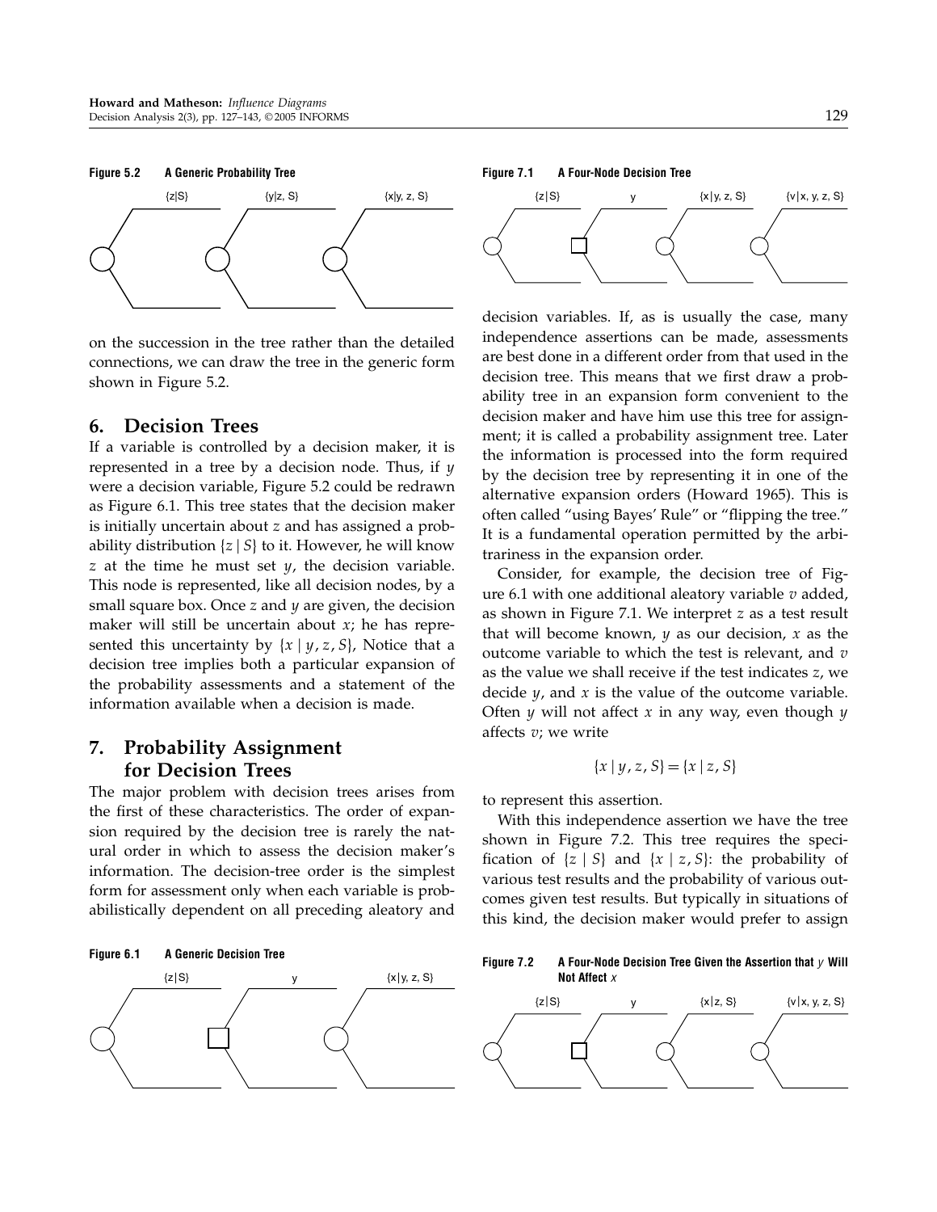**Figure 5.2 A Generic Probability Tree**

on the succession in the tree rather than the detailed connections, we can draw the tree in the generic form shown in Figure 5.2.

## 6. Decision Trees

If a variable is controlled by a decision maker, it is represented in a tree by a decision node. Thus, if $y$ were a decision variable, Figure 5.2 could be redrawn as Figure 6.1. This tree states that the decision maker is initially uncertain about $z$ and has assigned a probability distribution $\{z \mid S\}$ to it. However, he will know $z$ at the time he must set $y$, the decision variable. This node is represented, like all decision nodes, by a small square box. Once $z$ and $y$ are given, the decision maker will still be uncertain about $x$; he has represented this uncertainty by $\{x \mid y, z, S\}$, Notice that a decision tree implies both a particular expansion of the probability assessments and a statement of the information available when a decision is made.

## 7. Probability Assignment for Decision Trees

The major problem with decision trees arises from the first of these characteristics. The order of expansion required by the decision tree is rarely the natural order in which to assess the decision maker's information. The decision-tree order is the simplest form for assessment only when each variable is probabilistically dependent on all preceding aleatory and decision variables. If, as is usually the case, many independence assertions can be made, assessments are best done in a different order from that used in the decision tree. This means that we first draw a probability tree in an expansion form convenient to the decision maker and have him use this tree for assignment; it is called a probability assignment tree. Later the information is processed into the form required by the decision tree by representing it in one of the alternative expansion orders (Howard 1965). This is often called "using Bayes' Rule" or "flipping the tree." It is a fundamental operation permitted by the arbitrariness in the expansion order.

**Figure 6.1 A Generic Decision Tree**

**Figure 7.1 A Four-Node Decision Tree**

Consider, for example, the decision tree of Figure 6.1 with one additional aleatory variable $v$ added, as shown in Figure 7.1. We interpret $z$ as a test result that will become known, $y$ as our decision, $x$ as the outcome variable to which the test is relevant, and $v$ as the value we shall receive if the test indicates $z$, we decide $y$, and $x$ is the value of the outcome variable. Often $y$ will not affect $x$ in any way, even though $y$ affects $v$; we write

$$\{x \mid y, z, S\} = \{x \mid z, S\}$$

to represent this assertion.

With this independence assertion we have the tree shown in Figure 7.2. This tree requires the specification of $\{z \mid S\}$ and $\{x \mid z, S\}$: the probability of various test results and the probability of various outcomes given test results. But typically in situations of this kind, the decision maker would prefer to assign

**Figure 7.2 A Four-Node Decision Tree Given the Assertion that $y$ Will Not Affect $x$**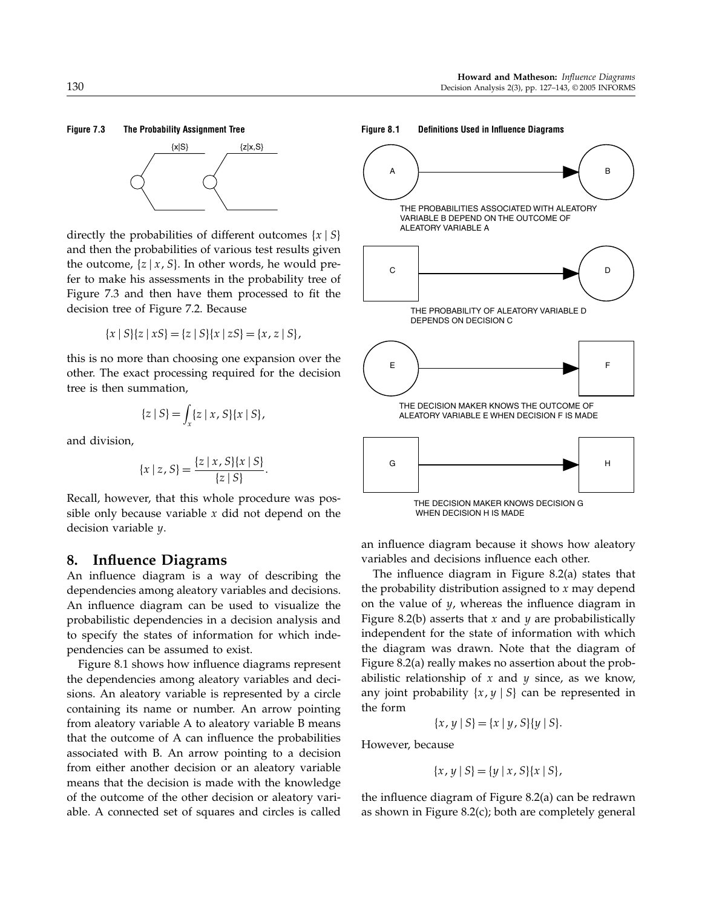**Figure 7.3 The Probability Assignment Tree**

directly the probabilities of different outcomes $\{x \mid S\}$ and then the probabilities of various test results given the outcome, $\{z \mid x, S\}$. In other words, he would prefer to make his assessments in the probability tree of Figure 7.3 and then have them processed to fit the decision tree of Figure 7.2. Because

$$\{x \mid S\}\{z \mid xS\} = \{z \mid S\}\{x \mid zS\} = \{x, z \mid S\},$$

this is no more than choosing one expansion over the other. The exact processing required for the decision tree is then summation,

$$\{z \mid S\} = \int_x \{z \mid x, S\}\{x \mid S\},$$

and division,

$$\{x \mid z, S\} = \frac{\{z \mid x, S\}\{x \mid S\}}{\{z \mid S\}}.$$

Recall, however, that this whole procedure was possible only because variable $x$ did not depend on the decision variable $y$.

## 8. Influence Diagrams

An influence diagram is a way of describing the dependencies among aleatory variables and decisions. An influence diagram can be used to visualize the probabilistic dependencies in a decision analysis and to specify the states of information for which independencies can be assumed to exist.

Figure 8.1 shows how influence diagrams represent the dependencies among aleatory variables and decisions. An aleatory variable is represented by a circle containing its name or number. An arrow pointing from aleatory variable A to aleatory variable B means that the outcome of A can influence the probabilities associated with B. An arrow pointing to a decision from either another decision or an aleatory variable means that the decision is made with the knowledge of the outcome of the other decision or aleatory variable. A connected set of squares and circles is called an influence diagram because it shows how aleatory variables and decisions influence each other.

**Figure 8.1 Definitions Used in Influence Diagrams**

THE PROBABILITIES ASSOCIATED WITH ALEATORY VARIABLE B DEPEND ON THE OUTCOME OF ALEATORY VARIABLE A

THE PROBABILITY OF ALEATORY VARIABLE D DEPENDS ON DECISION C

THE DECISION MAKER KNOWS THE OUTCOME OF ALEATORY VARIABLE E WHEN DECISION F IS MADE

THE DECISION MAKER KNOWS DECISION G WHEN DECISION H IS MADE

The influence diagram in Figure 8.2(a) states that the probability distribution assigned to $x$ may depend on the value of $y$, whereas the influence diagram in Figure 8.2(b) asserts that $x$ and $y$ are probabilistically independent for the state of information with which the diagram was drawn. Note that the diagram of Figure 8.2(a) really makes no assertion about the probabilistic relationship of $x$ and $y$ since, as we know, any joint probability $\{x, y \mid S\}$ can be represented in the form

$$\{x, y \mid S\} = \{x \mid y, S\}\{y \mid S\}.$$

However, because

$$\{x, y \mid S\} = \{y \mid x, S\}\{x \mid S\},$$

the influence diagram of Figure 8.2(a) can be redrawn as shown in Figure 8.2(c); both are completely general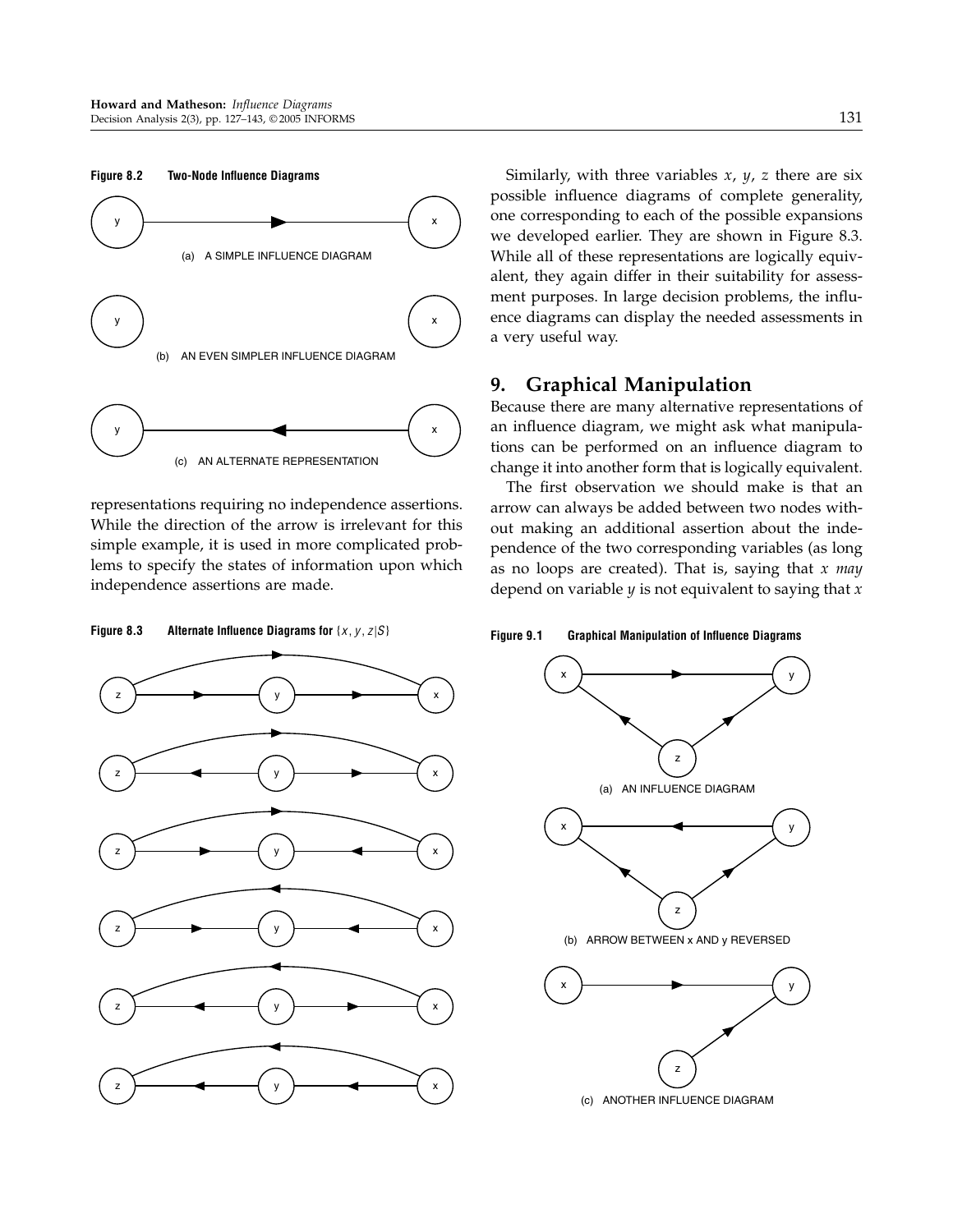**Figure 8.2 Two-Node Influence Diagrams**

(a) A SIMPLE INFLUENCE DIAGRAM

(b) AN EVEN SIMPLER INFLUENCE DIAGRAM

(c) AN ALTERNATE REPRESENTATION

representations requiring no independence assertions. While the direction of the arrow is irrelevant for this simple example, it is used in more complicated problems to specify the states of information upon which independence assertions are made.

**Figure 8.3 Alternate Influence Diagrams for $\{x, y, z|S\}$**

Similarly, with three variables $x$, $y$, $z$ there are six possible influence diagrams of complete generality, one corresponding to each of the possible expansions we developed earlier. They are shown in Figure 8.3. While all of these representations are logically equivalent, they again differ in their suitability for assessment purposes. In large decision problems, the influence diagrams can display the needed assessments in a very useful way.

## 9. Graphical Manipulation

Because there are many alternative representations of an influence diagram, we might ask what manipulations can be performed on an influence diagram to change it into another form that is logically equivalent.

The first observation we should make is that an arrow can always be added between two nodes without making an additional assertion about the independence of the two corresponding variables (as long as no loops are created). That is, saying that $x$ *may* depend on variable $y$ is not equivalent to saying that $x$

**Figure 9.1 Graphical Manipulation of Influence Diagrams**

(a) AN INFLUENCE DIAGRAM

(b) ARROW BETWEEN x AND y REVERSED

(c) ANOTHER INFLUENCE DIAGRAM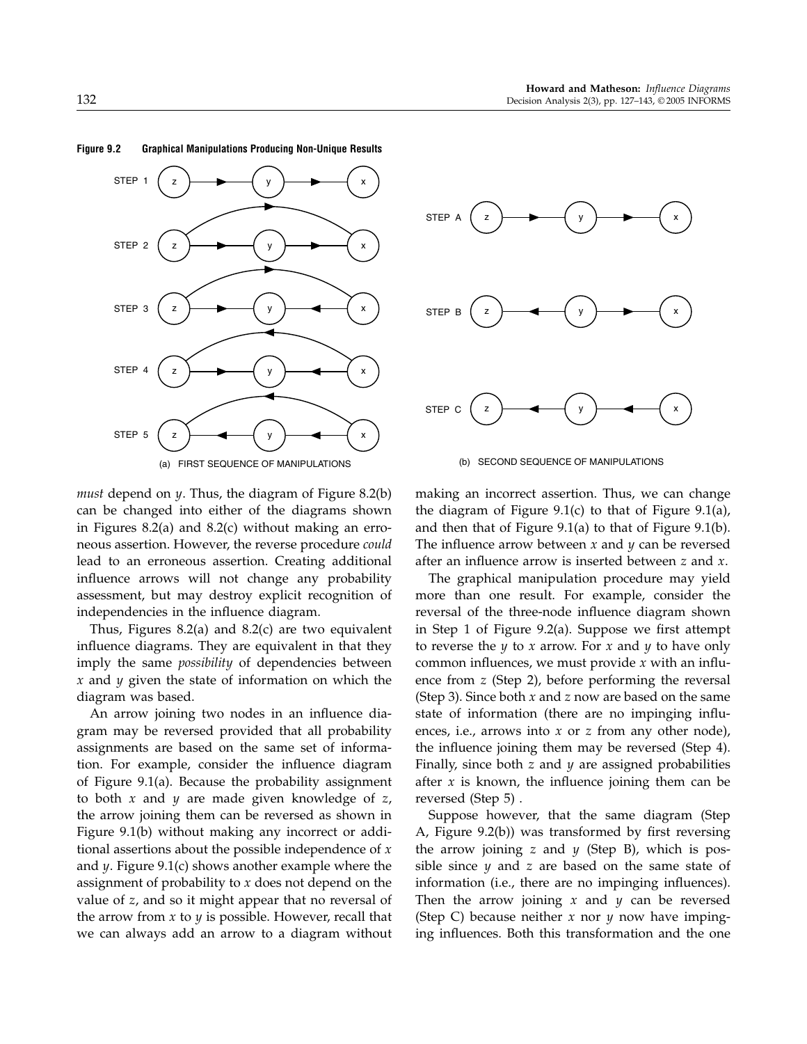**Figure 9.2 Graphical Manipulations Producing Non-Unique Results**

(a) FIRST SEQUENCE OF MANIPULATIONS

(b) SECOND SEQUENCE OF MANIPULATIONS

*must* depend on $y$. Thus, the diagram of Figure 8.2(b) can be changed into either of the diagrams shown in Figures 8.2(a) and 8.2(c) without making an erroneous assertion. However, the reverse procedure *could* lead to an erroneous assertion. Creating additional influence arrows will not change any probability assessment, but may destroy explicit recognition of independencies in the influence diagram.

Thus, Figures 8.2(a) and 8.2(c) are two equivalent influence diagrams. They are equivalent in that they imply the same *possibility* of dependencies between $x$ and $y$ given the state of information on which the diagram was based.

An arrow joining two nodes in an influence diagram may be reversed provided that all probability assignments are based on the same set of information. For example, consider the influence diagram of Figure 9.1(a). Because the probability assignment to both $x$ and $y$ are made given knowledge of $z$, the arrow joining them can be reversed as shown in Figure 9.1(b) without making any incorrect or additional assertions about the possible independence of $x$ and $y$. Figure 9.1(c) shows another example where the assignment of probability to $x$ does not depend on the value of $z$, and so it might appear that no reversal of the arrow from $x$ to $y$ is possible. However, recall that we can always add an arrow to a diagram without making an incorrect assertion. Thus, we can change the diagram of Figure 9.1(c) to that of Figure 9.1(a), and then that of Figure 9.1(a) to that of Figure 9.1(b). The influence arrow between $x$ and $y$ can be reversed after an influence arrow is inserted between $z$ and $x$.

The graphical manipulation procedure may yield more than one result. For example, consider the reversal of the three-node influence diagram shown in Step 1 of Figure 9.2(a). Suppose we first attempt to reverse the $y$ to $x$ arrow. For $x$ and $y$ to have only common influences, we must provide $x$ with an influence from $z$ (Step 2), before performing the reversal (Step 3). Since both $x$ and $z$ now are based on the same state of information (there are no impinging influences, i.e., arrows into $x$ or $z$ from any other node), the influence joining them may be reversed (Step 4). Finally, since both $z$ and $y$ are assigned probabilities after $x$ is known, the influence joining them can be reversed (Step 5).

Suppose however, that the same diagram (Step A, Figure 9.2(b)) was transformed by first reversing the arrow joining $z$ and $y$ (Step B), which is possible since $y$ and $z$ are based on the same state of information (i.e., there are no impinging influences). Then the arrow joining $x$ and $y$ can be reversed (Step C) because neither $x$ nor $y$ now have impinging influences. Both this transformation and the one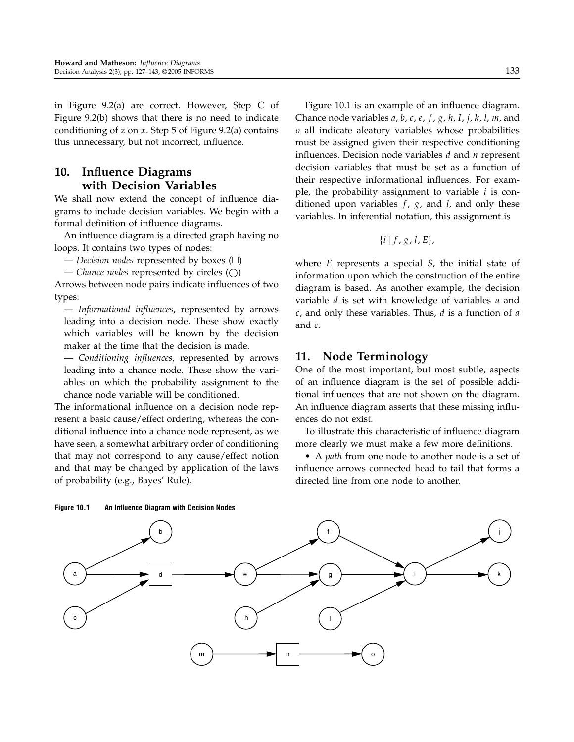in Figure 9.2(a) are correct. However, Step C of Figure 9.2(b) shows that there is no need to indicate conditioning of $z$ on $x$. Step 5 of Figure 9.2(a) contains this unnecessary, but not incorrect, influence.

## 10. Influence Diagrams with Decision Variables

We shall now extend the concept of influence diagrams to include decision variables. We begin with a formal definition of influence diagrams.

An influence diagram is a directed graph having no loops. It contains two types of nodes:

— *Decision nodes* represented by boxes (□)

— *Chance nodes* represented by circles (○)

Arrows between node pairs indicate influences of two types:

— *Informational influences*, represented by arrows leading into a decision node. These show exactly which variables will be known by the decision maker at the time that the decision is made.

— *Conditioning influences*, represented by arrows leading into a chance node. These show the variables on which the probability assignment to the chance node variable will be conditioned.

The informational influence on a decision node represent a basic cause/effect ordering, whereas the conditional influence into a chance node represent, as we have seen, a somewhat arbitrary order of conditioning that may not correspond to any cause/effect notion and that may be changed by application of the laws of probability (e.g., Bayes' Rule).

Figure 10.1 is an example of an influence diagram. Chance node variables $a$, $b$, $c$, $e$, $f$, $g$, $h$, $I$, $j$, $k$, $l$, $m$, and $o$ all indicate aleatory variables whose probabilities must be assigned given their respective conditioning influences. Decision node variables $d$ and $n$ represent decision variables that must be set as a function of their respective informational influences. For example, the probability assignment to variable $i$ is conditioned upon variables $f$, $g$, and $l$, and only these variables. In inferential notation, this assignment is

$$\{i \mid f, g, l, E\},$$

where $E$ represents a special $S$, the initial state of information upon which the construction of the entire diagram is based. As another example, the decision variable $d$ is set with knowledge of variables $a$ and $c$, and only these variables. Thus, $d$ is a function of $a$ and $c$.

## 11. Node Terminology

One of the most important, but most subtle, aspects of an influence diagram is the set of possible additional influences that are not shown on the diagram. An influence diagram asserts that these missing influences do not exist.

To illustrate this characteristic of influence diagram more clearly we must make a few more definitions.

- A *path* from one node to another node is a set of influence arrows connected head to tail that forms a directed line from one node to another.

**Figure 10.1 An Influence Diagram with Decision Nodes**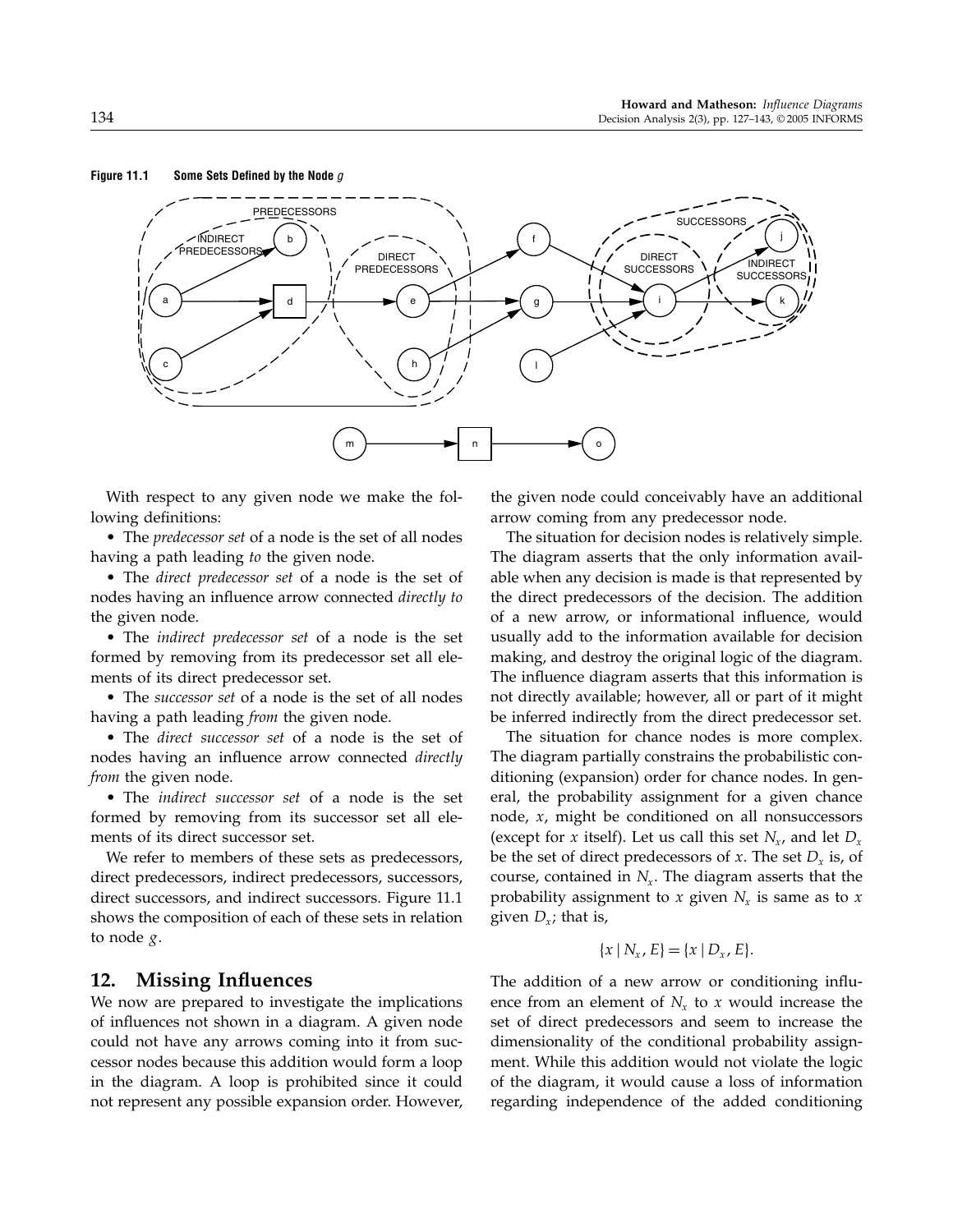**Figure 11.1 Some Sets Defined by the Node $g$**

With respect to any given node we make the following definitions:

- The *predecessor set* of a node is the set of all nodes having a path leading *to* the given node.
- The *direct predecessor set* of a node is the set of nodes having an influence arrow connected *directly to* the given node.
- The *indirect predecessor set* of a node is the set formed by removing from its predecessor set all elements of its direct predecessor set.
- The *successor set* of a node is the set of all nodes having a path leading *from* the given node.
- The *direct successor set* of a node is the set of nodes having an influence arrow connected *directly from* the given node.
- The *indirect successor set* of a node is the set formed by removing from its successor set all elements of its direct successor set.

We refer to members of these sets as predecessors, direct predecessors, indirect predecessors, successors, direct successors, and indirect successors. Figure 11.1 shows the composition of each of these sets in relation to node $g$.

## 12. Missing Influences

We now are prepared to investigate the implications of influences not shown in a diagram. A given node could not have any arrows coming into it from successor nodes because this addition would form a loop in the diagram. A loop is prohibited since it could not represent any possible expansion order. However, the given node could conceivably have an additional arrow coming from any predecessor node.

The situation for decision nodes is relatively simple. The diagram asserts that the only information available when any decision is made is that represented by the direct predecessors of the decision. The addition of a new arrow, or informational influence, would usually add to the information available for decision making, and destroy the original logic of the diagram. The influence diagram asserts that this information is not directly available; however, all or part of it might be inferred indirectly from the direct predecessor set.

The situation for chance nodes is more complex. The diagram partially constrains the probabilistic conditioning (expansion) order for chance nodes. In general, the probability assignment for a given chance node, $x$, might be conditioned on all nonsuccessors (except for $x$ itself). Let us call this set $N_x$, and let $D_x$ be the set of direct predecessors of $x$. The set $D_x$ is, of course, contained in $N_x$. The diagram asserts that the probability assignment to $x$ given $N_x$ is same as to $x$ given $D_x$; that is,

$$\{x \mid N_x, E\} = \{x \mid D_x, E\}.$$

The addition of a new arrow or conditioning influence from an element of $N_x$ to $x$ would increase the set of direct predecessors and seem to increase the dimensionality of the conditional probability assignment. While this addition would not violate the logic of the diagram, it would cause a loss of information regarding independence of the added conditioning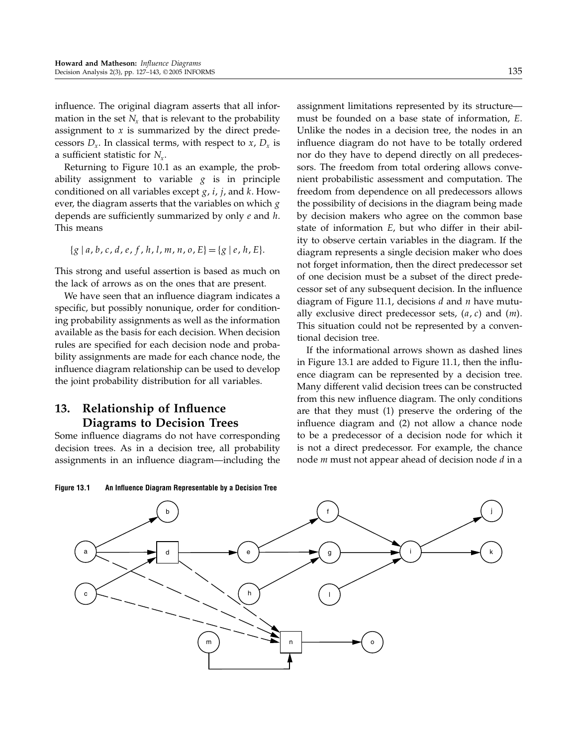influence. The original diagram asserts that all information in the set $N_x$ that is relevant to the probability assignment to $x$ is summarized by the direct predecessors $D_x$. In classical terms, with respect to $x$, $D_x$ is a sufficient statistic for $N_x$.

Returning to Figure 10.1 as an example, the probability assignment to variable $g$ is in principle conditioned on all variables except $g$, $i$, $j$, and $k$. However, the diagram asserts that the variables on which $g$ depends are sufficiently summarized by only $e$ and $h$. This means

$$\{g \mid a, b, c, d, e, f, h, l, m, n, o, E\} = \{g \mid e, h, E\}.$$

This strong and useful assertion is based as much on the lack of arrows as on the ones that are present.

We have seen that an influence diagram indicates a specific, but possibly nonunique, order for conditioning probability assignments as well as the information available as the basis for each decision. When decision rules are specified for each decision node and probability assignments are made for each chance node, the influence diagram relationship can be used to develop the joint probability distribution for all variables.

## 13. Relationship of Influence Diagrams to Decision Trees

Some influence diagrams do not have corresponding decision trees. As in a decision tree, all probability assignments in an influence diagram—including the assignment limitations represented by its structure—must be founded on a base state of information, $E$. Unlike the nodes in a decision tree, the nodes in an influence diagram do not have to be totally ordered nor do they have to depend directly on all predecessors. The freedom from total ordering allows convenient probabilistic assessment and computation. The freedom from dependence on all predecessors allows the possibility of decisions in the diagram being made by decision makers who agree on the common base state of information $E$, but who differ in their ability to observe certain variables in the diagram. If the diagram represents a single decision maker who does not forget information, then the direct predecessor set of one decision must be a subset of the direct predecessor set of any subsequent decision. In the influence diagram of Figure 11.1, decisions $d$ and $n$ have mutually exclusive direct predecessor sets, $(a, c)$ and $(m)$. This situation could not be represented by a conventional decision tree.

If the informational arrows shown as dashed lines in Figure 13.1 are added to Figure 11.1, then the influence diagram can be represented by a decision tree. Many different valid decision trees can be constructed from this new influence diagram. The only conditions are that they must (1) preserve the ordering of the influence diagram and (2) not allow a chance node to be a predecessor of a decision node for which it is not a direct predecessor. For example, the chance node $m$ must not appear ahead of decision node $d$ in a

**Figure 13.1 An Influence Diagram Representable by a Decision Tree**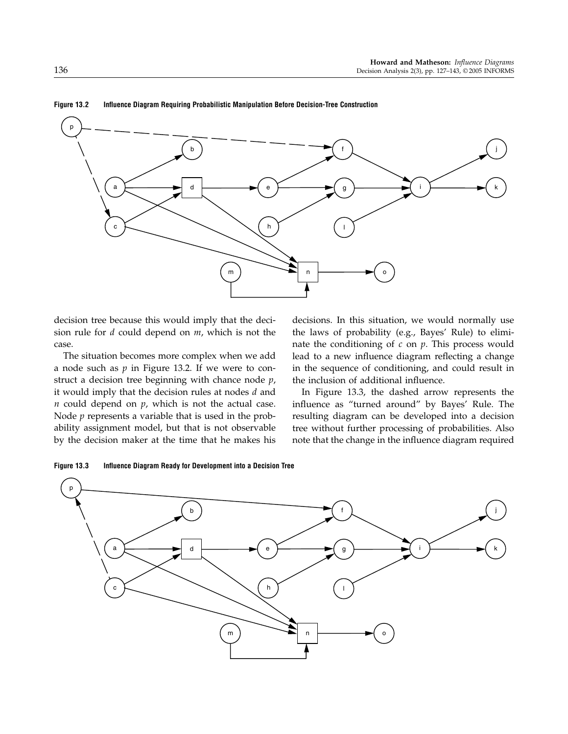**Figure 13.2 Influence Diagram Requiring Probabilistic Manipulation Before Decision-Tree Construction**

decision tree because this would imply that the decision rule for *d* could depend on *m*, which is not the case.

The situation becomes more complex when we add a node such as *p* in Figure 13.2. If we were to construct a decision tree beginning with chance node *p*, it would imply that the decision rules at nodes *d* and *n* could depend on *p*, which is not the actual case. Node *p* represents a variable that is used in the probability assignment model, but that is not observable by the decision maker at the time that he makes his decisions. In this situation, we would normally use the laws of probability (e.g., Bayes' Rule) to eliminate the conditioning of *c* on *p*. This process would lead to a new influence diagram reflecting a change in the sequence of conditioning, and could result in the inclusion of additional influence.

In Figure 13.3, the dashed arrow represents the influence as "turned around" by Bayes' Rule. The resulting diagram can be developed into a decision tree without further processing of probabilities. Also note that the change in the influence diagram required

**Figure 13.3 Influence Diagram Ready for Development into a Decision Tree**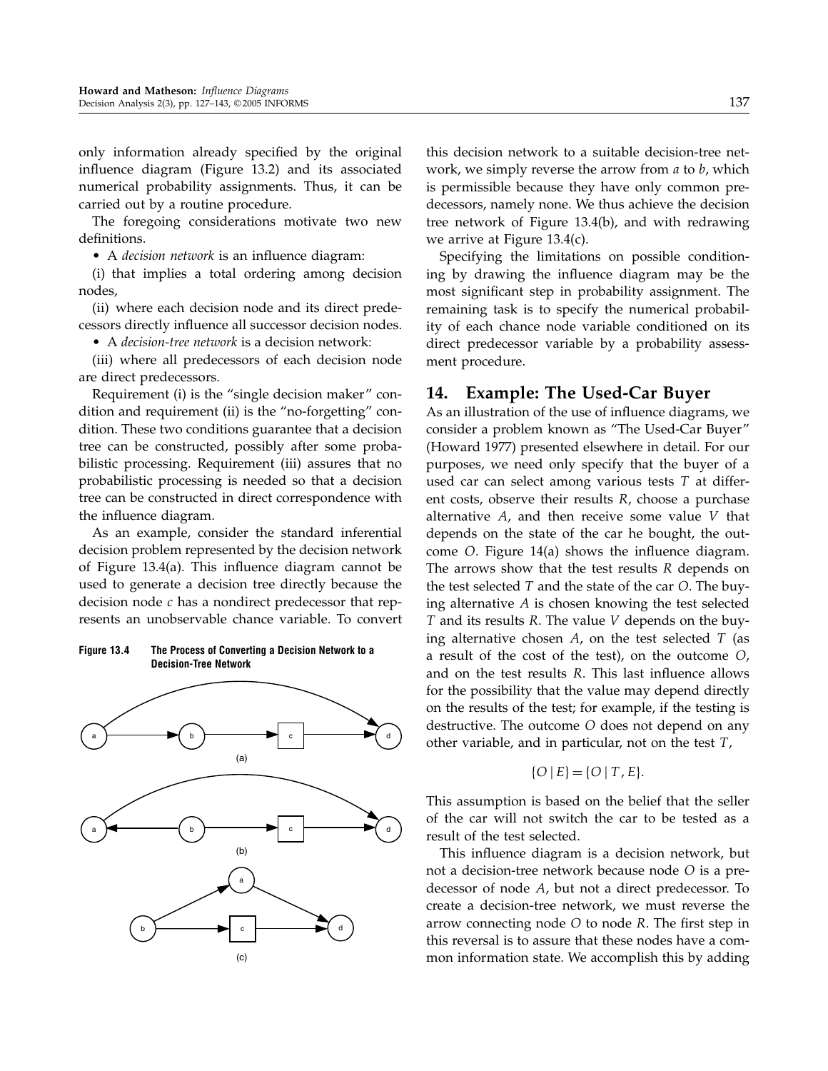only information already specified by the original influence diagram (Figure 13.2) and its associated numerical probability assignments. Thus, it can be carried out by a routine procedure.

The foregoing considerations motivate two new definitions.

• A *decision network* is an influence diagram:

(i) that implies a total ordering among decision nodes,

(ii) where each decision node and its direct predecessors directly influence all successor decision nodes.

• A *decision-tree network* is a decision network:

(iii) where all predecessors of each decision node are direct predecessors.

Requirement (i) is the "single decision maker" condition and requirement (ii) is the "no-forgetting" condition. These two conditions guarantee that a decision tree can be constructed, possibly after some probabilistic processing. Requirement (iii) assures that no probabilistic processing is needed so that a decision tree can be constructed in direct correspondence with the influence diagram.

As an example, consider the standard inferential decision problem represented by the decision network of Figure 13.4(a). This influence diagram cannot be used to generate a decision tree directly because the decision node $c$ has a nondirect predecessor that represents an unobservable chance variable. To convert this decision network to a suitable decision-tree network, we simply reverse the arrow from $a$ to $b$, which is permissible because they have only common predecessors, namely none. We thus achieve the decision tree network of Figure 13.4(b), and with redrawing we arrive at Figure 13.4(c).

**Figure 13.4 The Process of Converting a Decision Network to a Decision-Tree Network**

Specifying the limitations on possible conditioning by drawing the influence diagram may be the most significant step in probability assignment. The remaining task is to specify the numerical probability of each chance node variable conditioned on its direct predecessor variable by a probability assessment procedure.

## 14. Example: The Used-Car Buyer

As an illustration of the use of influence diagrams, we consider a problem known as "The Used-Car Buyer" (Howard 1977) presented elsewhere in detail. For our purposes, we need only specify that the buyer of a used car can select among various tests $T$ at different costs, observe their results $R$, choose a purchase alternative $A$, and then receive some value $V$ that depends on the state of the car he bought, the outcome $O$. Figure 14(a) shows the influence diagram. The arrows show that the test results $R$ depends on the test selected $T$ and the state of the car $O$. The buying alternative $A$ is chosen knowing the test selected $T$ and its results $R$. The value $V$ depends on the buying alternative chosen $A$, on the test selected $T$ (as a result of the cost of the test), on the outcome $O$, and on the test results $R$. This last influence allows for the possibility that the value may depend directly on the results of the test; for example, if the testing is destructive. The outcome $O$ does not depend on any other variable, and in particular, not on the test $T$,

$$\{O \mid E\} = \{O \mid T, E\}.$$

This assumption is based on the belief that the seller of the car will not switch the car to be tested as a result of the test selected.

This influence diagram is a decision network, but not a decision-tree network because node $O$ is a predecessor of node $A$, but not a direct predecessor. To create a decision-tree network, we must reverse the arrow connecting node $O$ to node $R$. The first step in this reversal is to assure that these nodes have a common information state. We accomplish this by adding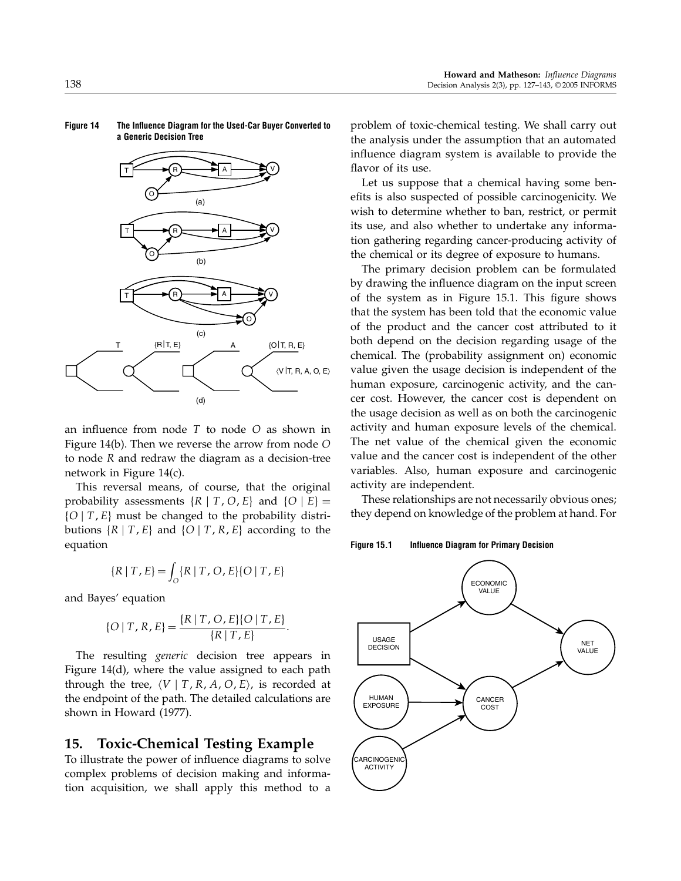**Figure 14 The Influence Diagram for the Used-Car Buyer Converted to a Generic Decision Tree**

an influence from node $T$ to node $O$ as shown in Figure 14(b). Then we reverse the arrow from node $O$ to node $R$ and redraw the diagram as a decision-tree network in Figure 14(c).

This reversal means, of course, that the original probability assessments $\{R \mid T, O, E\}$ and $\{O \mid E\} = \{O \mid T, E\}$ must be changed to the probability distributions $\{R \mid T, E\}$ and $\{O \mid T, R, E\}$ according to the equation

$$\{R \mid T, E\} = \int_O \{R \mid T, O, E\}\{O \mid T, E\}$$

and Bayes' equation

$$\{O \mid T, R, E\} = \frac{\{R \mid T, O, E\}\{O \mid T, E\}}{\{R \mid T, E\}}.$$

The resulting *generic* decision tree appears in Figure 14(d), where the value assigned to each path through the tree, $\langle V \mid T, R, A, O, E\rangle$, is recorded at the endpoint of the path. The detailed calculations are shown in Howard (1977).

## 15. Toxic-Chemical Testing Example

To illustrate the power of influence diagrams to solve complex problems of decision making and information acquisition, we shall apply this method to a problem of toxic-chemical testing. We shall carry out the analysis under the assumption that an automated influence diagram system is available to provide the flavor of its use.

Let us suppose that a chemical having some benefits is also suspected of possible carcinogenicity. We wish to determine whether to ban, restrict, or permit its use, and also whether to undertake any information gathering regarding cancer-producing activity of the chemical or its degree of exposure to humans.

The primary decision problem can be formulated by drawing the influence diagram on the input screen of the system as in Figure 15.1. This figure shows that the system has been told that the economic value of the product and the cancer cost attributed to it both depend on the decision regarding usage of the chemical. The (probability assignment on) economic value given the usage decision is independent of the human exposure, carcinogenic activity, and the cancer cost. However, the cancer cost is dependent on the usage decision as well as on both the carcinogenic activity and human exposure levels of the chemical. The net value of the chemical given the economic value and the cancer cost is independent of the other variables. Also, human exposure and carcinogenic activity are independent.

These relationships are not necessarily obvious ones; they depend on knowledge of the problem at hand. For

**Figure 15.1 Influence Diagram for Primary Decision**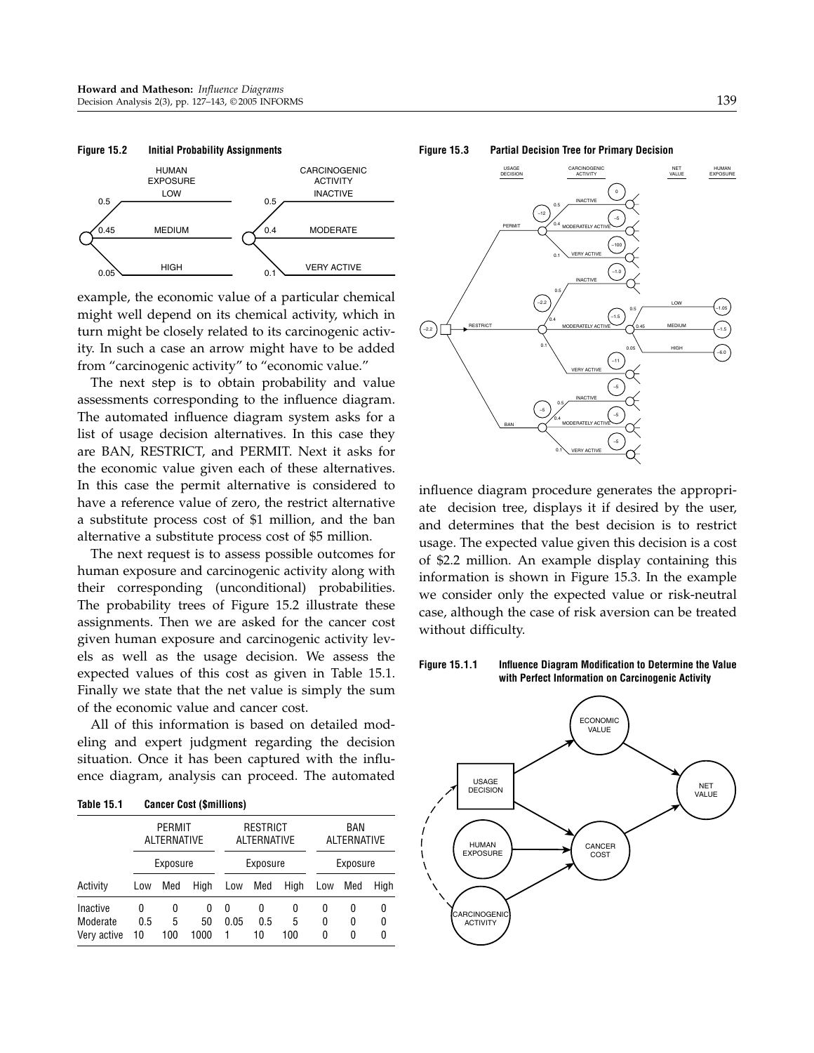**Figure 15.2 Initial Probability Assignments**

example, the economic value of a particular chemical might well depend on its chemical activity, which in turn might be closely related to its carcinogenic activity. In such a case an arrow might have to be added from "carcinogenic activity" to "economic value."

The next step is to obtain probability and value assessments corresponding to the influence diagram. The automated influence diagram system asks for a list of usage decision alternatives. In this case they are BAN, RESTRICT, and PERMIT. Next it asks for the economic value given each of these alternatives. In this case the permit alternative is considered to have a reference value of zero, the restrict alternative a substitute process cost of \$1 million, and the ban alternative a substitute process cost of \$5 million.

The next request is to assess possible outcomes for human exposure and carcinogenic activity along with their corresponding (unconditional) probabilities. The probability trees of Figure 15.2 illustrate these assignments. Then we are asked for the cancer cost given human exposure and carcinogenic activity levels as well as the usage decision. We assess the expected values of this cost as given in Table 15.1. Finally we state that the net value is simply the sum of the economic value and cancer cost.

All of this information is based on detailed modeling and expert judgment regarding the decision situation. Once it has been captured with the influence diagram, analysis can proceed. The automated

**Table 15.1 Cancer Cost (\$millions)**

| | PERMIT ALTERNATIVE | | | RESTRICT ALTERNATIVE | | | BAN ALTERNATIVE | | |
|---|---|---|---|---|---|---|---|---|---|
| | Exposure | | | Exposure | | | Exposure | | |
| Activity | Low | Med | High | Low | Med | High | Low | Med | High |
| Inactive | 0 | 0 | 0 | 0 | 0 | 0 | 0 | 0 | 0 |
| Moderate | 0.5 | 5 | 50 | 0.05 | 0.5 | 5 | 0 | 0 | 0 |
| Very active | 10 | 100 | 1000 | 1 | 10 | 100 | 0 | 0 | 0 |

**Figure 15.3 Partial Decision Tree for Primary Decision**

influence diagram procedure generates the appropriate decision tree, displays it if desired by the user, and determines that the best decision is to restrict usage. The expected value given this decision is a cost of \$2.2 million. An example display containing this information is shown in Figure 15.3. In the example we consider only the expected value or risk-neutral case, although the case of risk aversion can be treated without difficulty.

**Figure 15.1.1 Influence Diagram Modification to Determine the Value with Perfect Information on Carcinogenic Activity**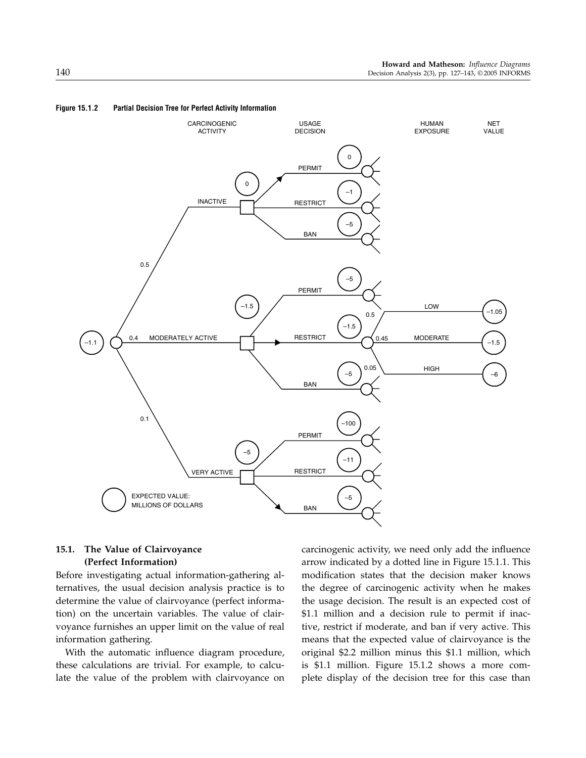**Figure 15.1.2 Partial Decision Tree for Perfect Activity Information**

### 15.1. The Value of Clairvoyance (Perfect Information)

Before investigating actual information-gathering alternatives, the usual decision analysis practice is to determine the value of clairvoyance (perfect information) on the uncertain variables. The value of clairvoyance furnishes an upper limit on the value of real information gathering.

With the automatic influence diagram procedure, these calculations are trivial. For example, to calculate the value of the problem with clairvoyance on carcinogenic activity, we need only add the influence arrow indicated by a dotted line in Figure 15.1.1. This modification states that the decision maker knows the degree of carcinogenic activity when he makes the usage decision. The result is an expected cost of \$1.1 million and a decision rule to permit if inactive, restrict if moderate, and ban if very active. This means that the expected value of clairvoyance is the original \$2.2 million minus this \$1.1 million, which is \$1.1 million. Figure 15.1.2 shows a more complete display of the decision tree for this case than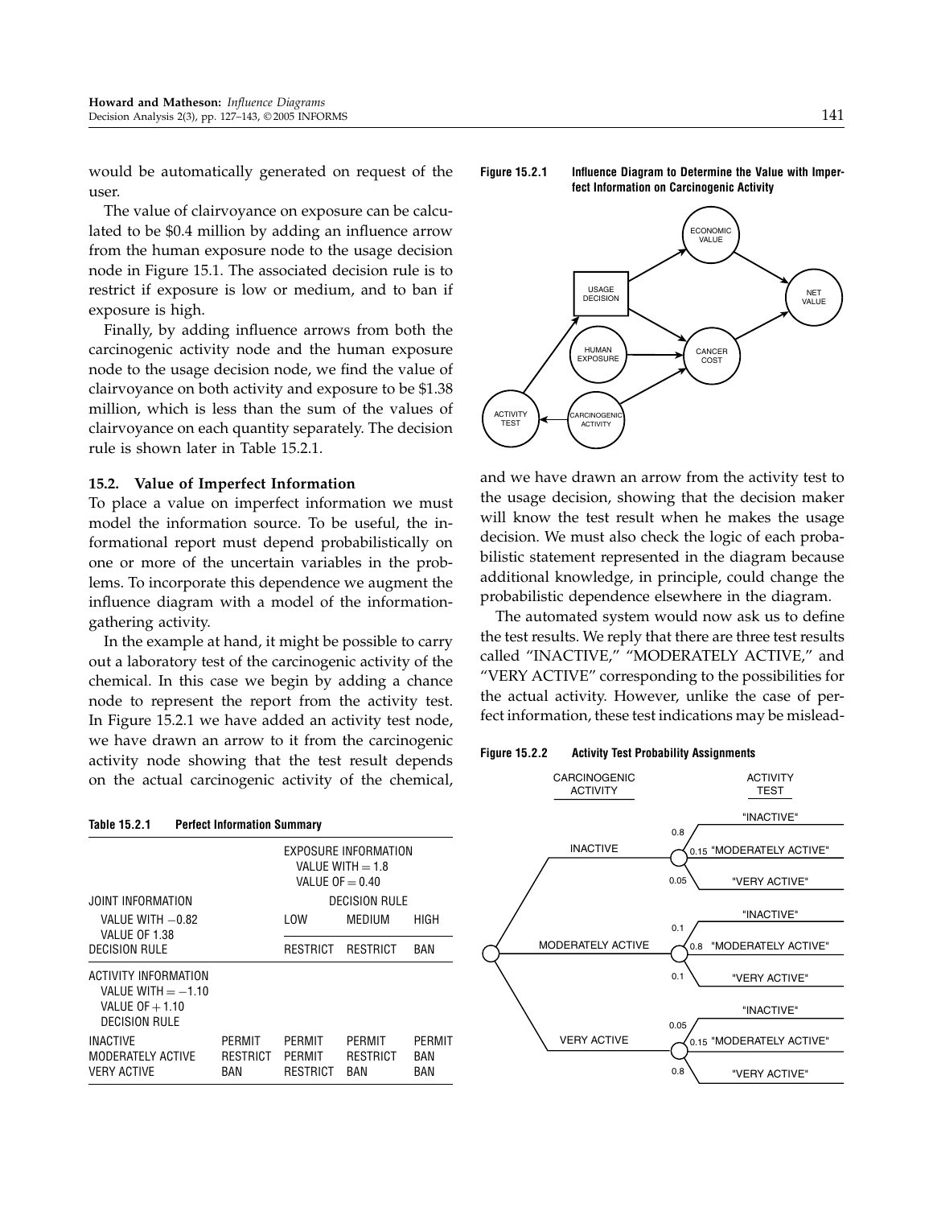would be automatically generated on request of the user.

The value of clairvoyance on exposure can be calculated to be \$0.4 million by adding an influence arrow from the human exposure node to the usage decision node in Figure 15.1. The associated decision rule is to restrict if exposure is low or medium, and to ban if exposure is high.

Finally, by adding influence arrows from both the carcinogenic activity node and the human exposure node to the usage decision node, we find the value of clairvoyance on both activity and exposure to be \$1.38 million, which is less than the sum of the values of clairvoyance on each quantity separately. The decision rule is shown later in Table 15.2.1.

### 15.2. Value of Imperfect Information

To place a value on imperfect information we must model the information source. To be useful, the informational report must depend probabilistically on one or more of the uncertain variables in the problems. To incorporate this dependence we augment the influence diagram with a model of the information-gathering activity.

In the example at hand, it might be possible to carry out a laboratory test of the carcinogenic activity of the chemical. In this case we begin by adding a chance node to represent the report from the activity test. In Figure 15.2.1 we have added an activity test node, we have drawn an arrow to it from the carcinogenic activity node showing that the test result depends on the actual carcinogenic activity of the chemical, and we have drawn an arrow from the activity test to the usage decision, showing that the decision maker will know the test result when he makes the usage decision. We must also check the logic of each probabilistic statement represented in the diagram because additional knowledge, in principle, could change the probabilistic dependence elsewhere in the diagram.

The automated system would now ask us to define the test results. We reply that there are three test results called "INACTIVE," "MODERATELY ACTIVE," and "VERY ACTIVE" corresponding to the possibilities for the actual activity. However, unlike the case of perfect information, these test indications may be mislead-

**Table 15.2.1 Perfect Information Summary**

| | | EXPOSURE INFORMATION VALUE WITH = 1.8 VALUE OF = 0.40 | | |
|---|---|---|---|---|
| JOINT INFORMATION | | DECISION RULE | | |
| VALUE WITH −0.82 VALUE OF 1.38 DECISION RULE | | LOW | MEDIUM | HIGH |
| | | RESTRICT | RESTRICT | BAN |
| ACTIVITY INFORMATION VALUE WITH = −1.10 VALUE OF + 1.10 DECISION RULE | | | | |
| INACTIVE | PERMIT | PERMIT | PERMIT | PERMIT |
| MODERATELY ACTIVE | RESTRICT | PERMIT | RESTRICT | BAN |
| VERY ACTIVE | BAN | RESTRICT | BAN | BAN |

**Figure 15.2.1 Influence Diagram to Determine the Value with Imperfect Information on Carcinogenic Activity**

**Figure 15.2.2 Activity Test Probability Assignments**

| CARCINOGENIC ACTIVITY | ACTIVITY TEST | Probability |
|---|---|---|
| INACTIVE | "INACTIVE" | 0.8 |
| | "MODERATELY ACTIVE" | 0.15 |
| | "VERY ACTIVE" | 0.05 |
| MODERATELY ACTIVE | "INACTIVE" | 0.1 |
| | "MODERATELY ACTIVE" | 0.8 |
| | "VERY ACTIVE" | 0.1 |
| VERY ACTIVE | "INACTIVE" | 0.05 |
| | "MODERATELY ACTIVE" | 0.15 |
| | "VERY ACTIVE" | 0.8 |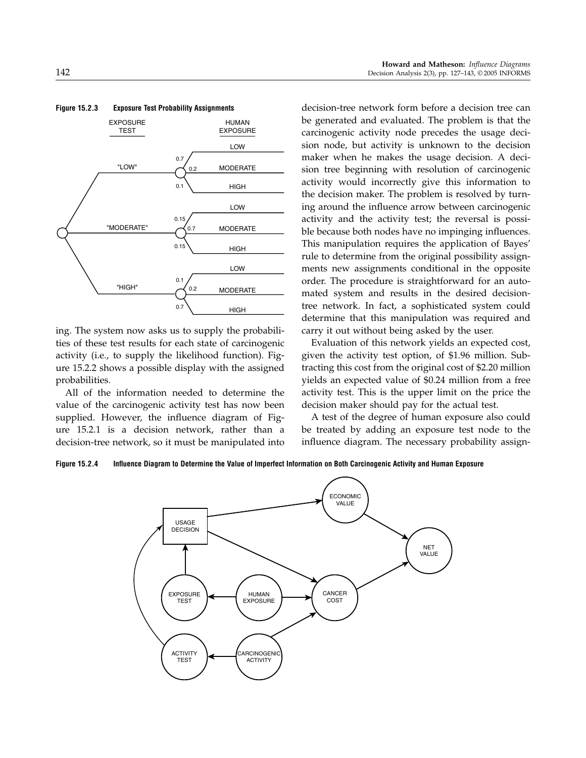**Figure 15.2.3 Exposure Test Probability Assignments**

ing. The system now asks us to supply the probabilities of these test results for each state of carcinogenic activity (i.e., to supply the likelihood function). Figure 15.2.2 shows a possible display with the assigned probabilities.

All of the information needed to determine the value of the carcinogenic activity test has now been supplied. However, the influence diagram of Figure 15.2.1 is a decision network, rather than a decision-tree network, so it must be manipulated into decision-tree network form before a decision tree can be generated and evaluated. The problem is that the carcinogenic activity node precedes the usage decision node, but activity is unknown to the decision maker when he makes the usage decision. A decision tree beginning with resolution of carcinogenic activity would incorrectly give this information to the decision maker. The problem is resolved by turning around the influence arrow between carcinogenic activity and the activity test; the reversal is possible because both nodes have no impinging influences. This manipulation requires the application of Bayes' rule to determine from the original possibility assignments new assignments conditional in the opposite order. The procedure is straightforward for an automated system and results in the desired decision-tree network. In fact, a sophisticated system could determine that this manipulation was required and carry it out without being asked by the user.

Evaluation of this network yields an expected cost, given the activity test option, of \$1.96 million. Subtracting this cost from the original cost of \$2.20 million yields an expected value of \$0.24 million from a free activity test. This is the upper limit on the price the decision maker should pay for the actual test.

A test of the degree of human exposure also could be treated by adding an exposure test node to the influence diagram. The necessary probability assign-

**Figure 15.2.4 Influence Diagram to Determine the Value of Imperfect Information on Both Carcinogenic Activity and Human Exposure**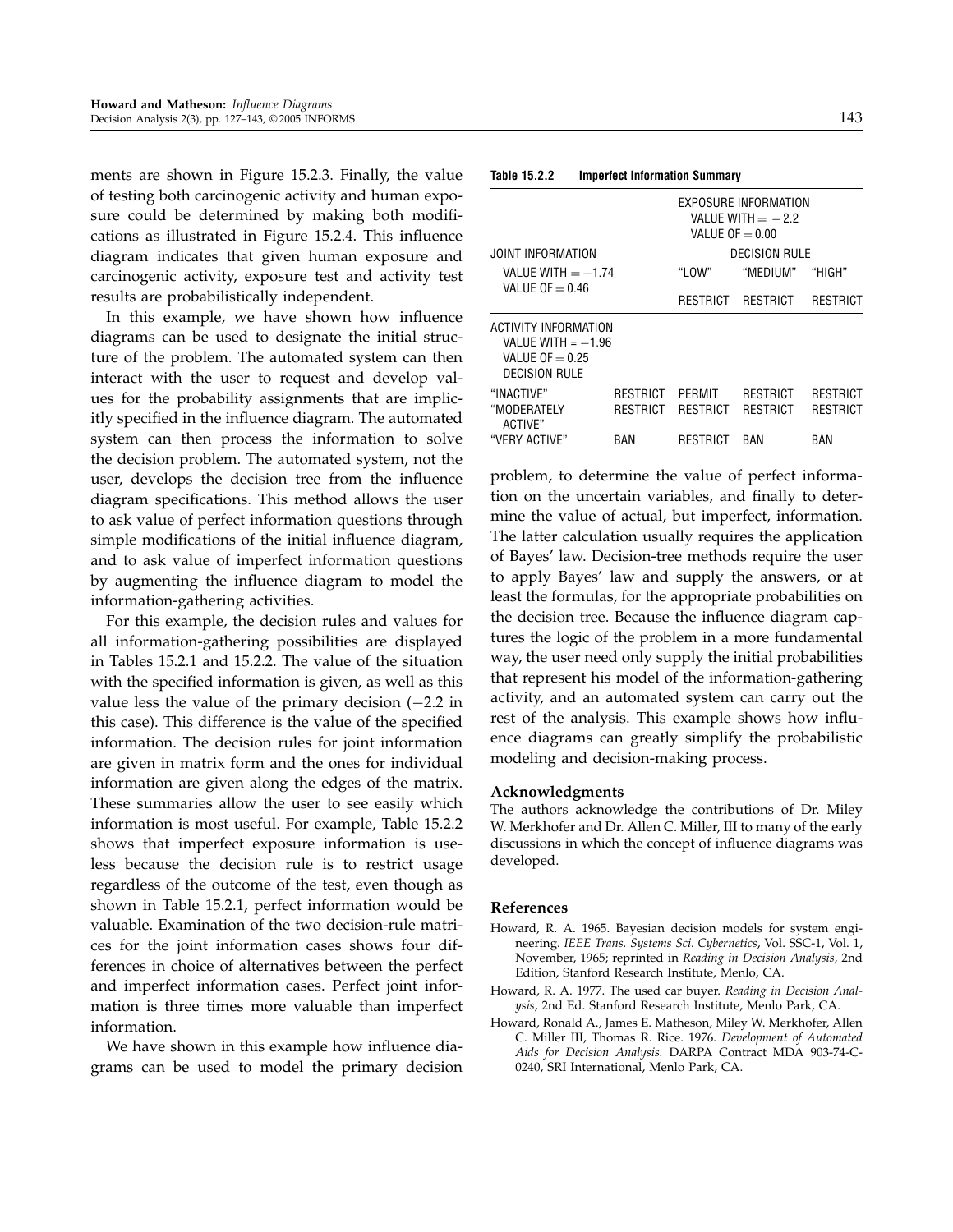ments are shown in Figure 15.2.3. Finally, the value of testing both carcinogenic activity and human exposure could be determined by making both modifications as illustrated in Figure 15.2.4. This influence diagram indicates that given human exposure and carcinogenic activity, exposure test and activity test results are probabilistically independent.

In this example, we have shown how influence diagrams can be used to designate the initial structure of the problem. The automated system can then interact with the user to request and develop values for the probability assignments that are implicitly specified in the influence diagram. The automated system can then process the information to solve the decision problem. The automated system, not the user, develops the decision tree from the influence diagram specifications. This method allows the user to ask value of perfect information questions through simple modifications of the initial influence diagram, and to ask value of imperfect information questions by augmenting the influence diagram to model the information-gathering activities.

For this example, the decision rules and values for all information-gathering possibilities are displayed in Tables 15.2.1 and 15.2.2. The value of the situation with the specified information is given, as well as this value less the value of the primary decision (−2.2 in this case). This difference is the value of the specified information. The decision rules for joint information are given in matrix form and the ones for individual information are given along the edges of the matrix. These summaries allow the user to see easily which information is most useful. For example, Table 15.2.2 shows that imperfect exposure information is useless because the decision rule is to restrict usage regardless of the outcome of the test, even though as shown in Table 15.2.1, perfect information would be valuable. Examination of the two decision-rule matrices for the joint information cases shows four differences in choice of alternatives between the perfect and imperfect information cases. Perfect joint information is three times more valuable than imperfect information.

We have shown in this example how influence diagrams can be used to model the primary decision problem, to determine the value of perfect information on the uncertain variables, and finally to determine the value of actual, but imperfect, information. The latter calculation usually requires the application of Bayes' law. Decision-tree methods require the user to apply Bayes' law and supply the answers, or at least the formulas, for the appropriate probabilities on the decision tree. Because the influence diagram captures the logic of the problem in a more fundamental way, the user need only supply the initial probabilities that represent his model of the information-gathering activity, and an automated system can carry out the rest of the analysis. This example shows how influence diagrams can greatly simplify the probabilistic modeling and decision-making process.

**Table 15.2.2 Imperfect Information Summary**

| | | EXPOSURE INFORMATION VALUE WITH = −2.2 VALUE OF = 0.00 | | |
|---|---|---|---|---|
| JOINT INFORMATION VALUE WITH = −1.74 VALUE OF = 0.46 | | DECISION RULE | | |
| | | "LOW" | "MEDIUM" | "HIGH" |
| | | RESTRICT | RESTRICT | RESTRICT |
| ACTIVITY INFORMATION VALUE WITH = −1.96 VALUE OF = 0.25 DECISION RULE | | | | |
| "INACTIVE" | RESTRICT | PERMIT | RESTRICT | RESTRICT |
| "MODERATELY ACTIVE" | RESTRICT | RESTRICT | RESTRICT | RESTRICT |
| "VERY ACTIVE" | BAN | RESTRICT | BAN | BAN |

## Acknowledgments

The authors acknowledge the contributions of Dr. Miley W. Merkhofer and Dr. Allen C. Miller, III to many of the early discussions in which the concept of influence diagrams was developed.

## References

Howard, R. A. 1965. Bayesian decision models for system engineering. *IEEE Trans. Systems Sci. Cybernetics*, Vol. SSC-1, Vol. 1, November, 1965; reprinted in *Reading in Decision Analysis*, 2nd Edition, Stanford Research Institute, Menlo, CA.

Howard, R. A. 1977. The used car buyer. *Reading in Decision Analysis*, 2nd Ed. Stanford Research Institute, Menlo Park, CA.

Howard, Ronald A., James E. Matheson, Miley W. Merkhofer, Allen C. Miller III, Thomas R. Rice. 1976. *Development of Automated Aids for Decision Analysis.* DARPA Contract MDA 903-74-C-0240, SRI International, Menlo Park, CA.